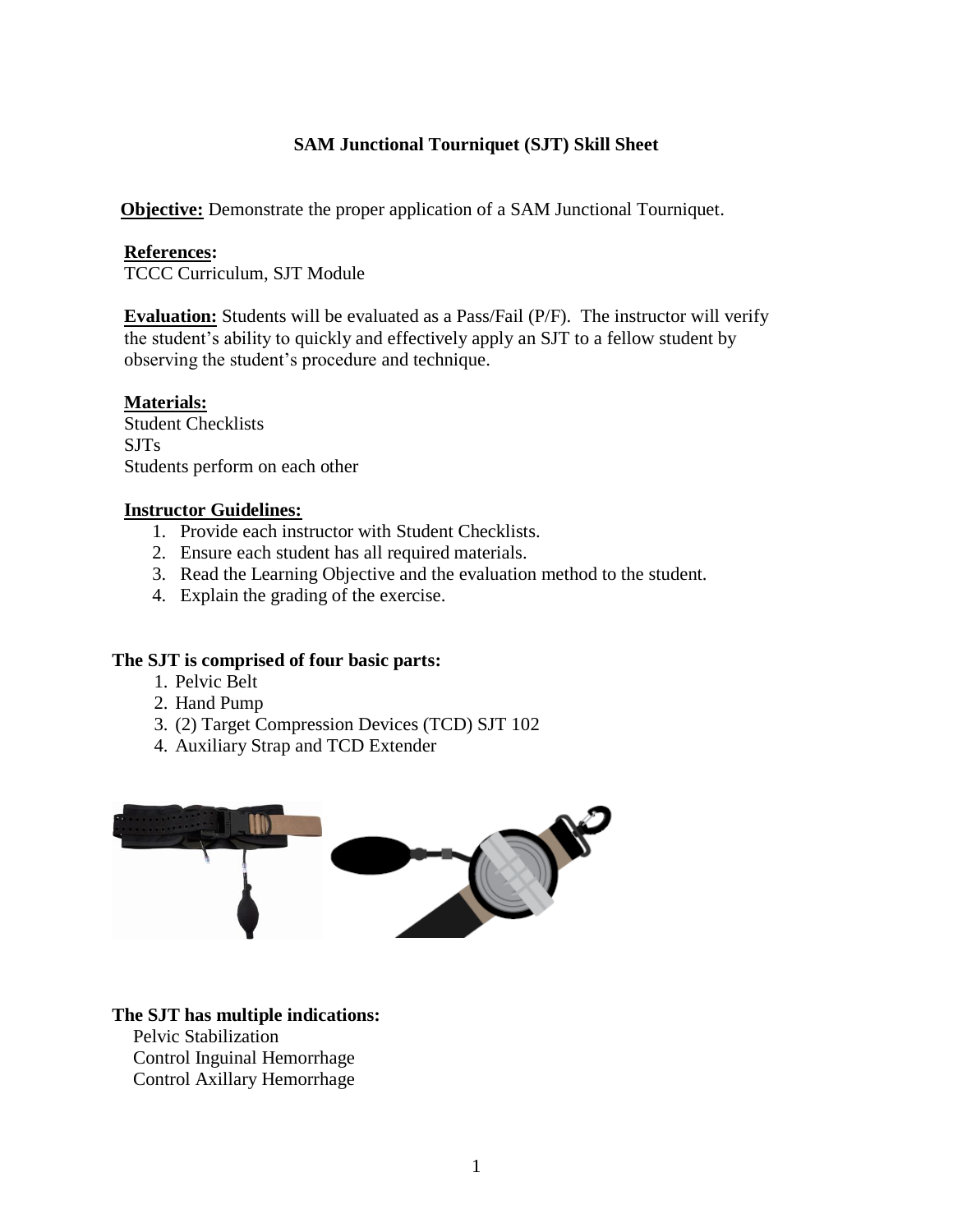# SAM Junctional Tourniquet (SJT) Skill Sheet

**Objective:** Demonstrate the proper application of a SAM Junctional Tourniquet.

**References:**
TCCC Curriculum, SJT Module

**Evaluation:** Students will be evaluated as a Pass/Fail (P/F). The instructor will verify the student's ability to quickly and effectively apply an SJT to a fellow student by observing the student's procedure and technique.

**Materials:**
Student Checklists
SJTs
Students perform on each other

**Instructor Guidelines:**

1. Provide each instructor with Student Checklists.
2. Ensure each student has all required materials.
3. Read the Learning Objective and the evaluation method to the student.
4. Explain the grading of the exercise.

**The SJT is comprised of four basic parts:**

1. Pelvic Belt
2. Hand Pump
3. (2) Target Compression Devices (TCD) SJT 102
4. Auxiliary Strap and TCD Extender

**The SJT has multiple indications:**

Pelvic Stabilization
Control Inguinal Hemorrhage
Control Axillary Hemorrhage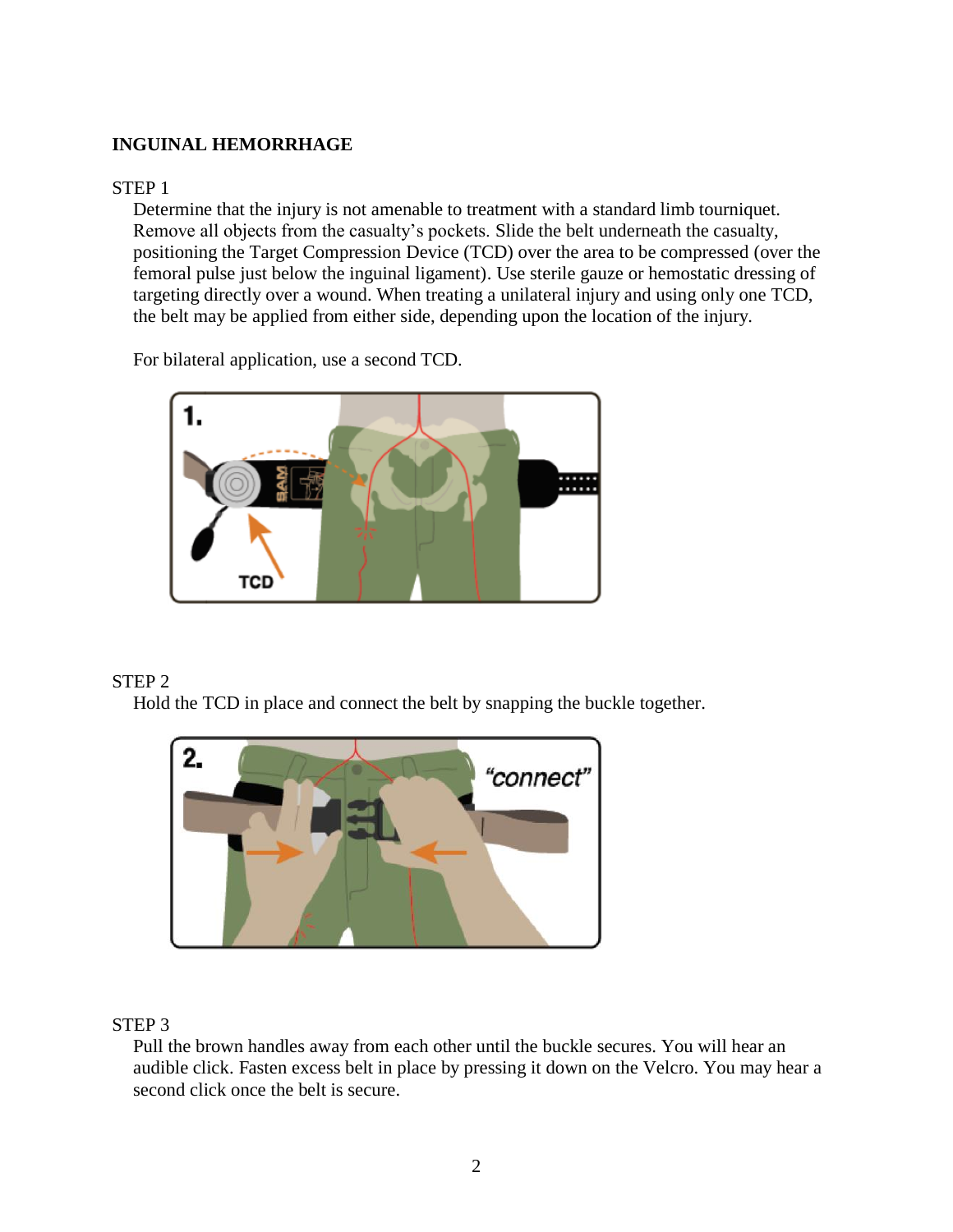**INGUINAL HEMORRHAGE**

STEP 1

Determine that the injury is not amenable to treatment with a standard limb tourniquet. Remove all objects from the casualty's pockets. Slide the belt underneath the casualty, positioning the Target Compression Device (TCD) over the area to be compressed (over the femoral pulse just below the inguinal ligament). Use sterile gauze or hemostatic dressing of targeting directly over a wound. When treating a unilateral injury and using only one TCD, the belt may be applied from either side, depending upon the location of the injury.

For bilateral application, use a second TCD.

STEP 2

Hold the TCD in place and connect the belt by snapping the buckle together.

STEP 3

Pull the brown handles away from each other until the buckle secures. You will hear an audible click. Fasten excess belt in place by pressing it down on the Velcro. You may hear a second click once the belt is secure.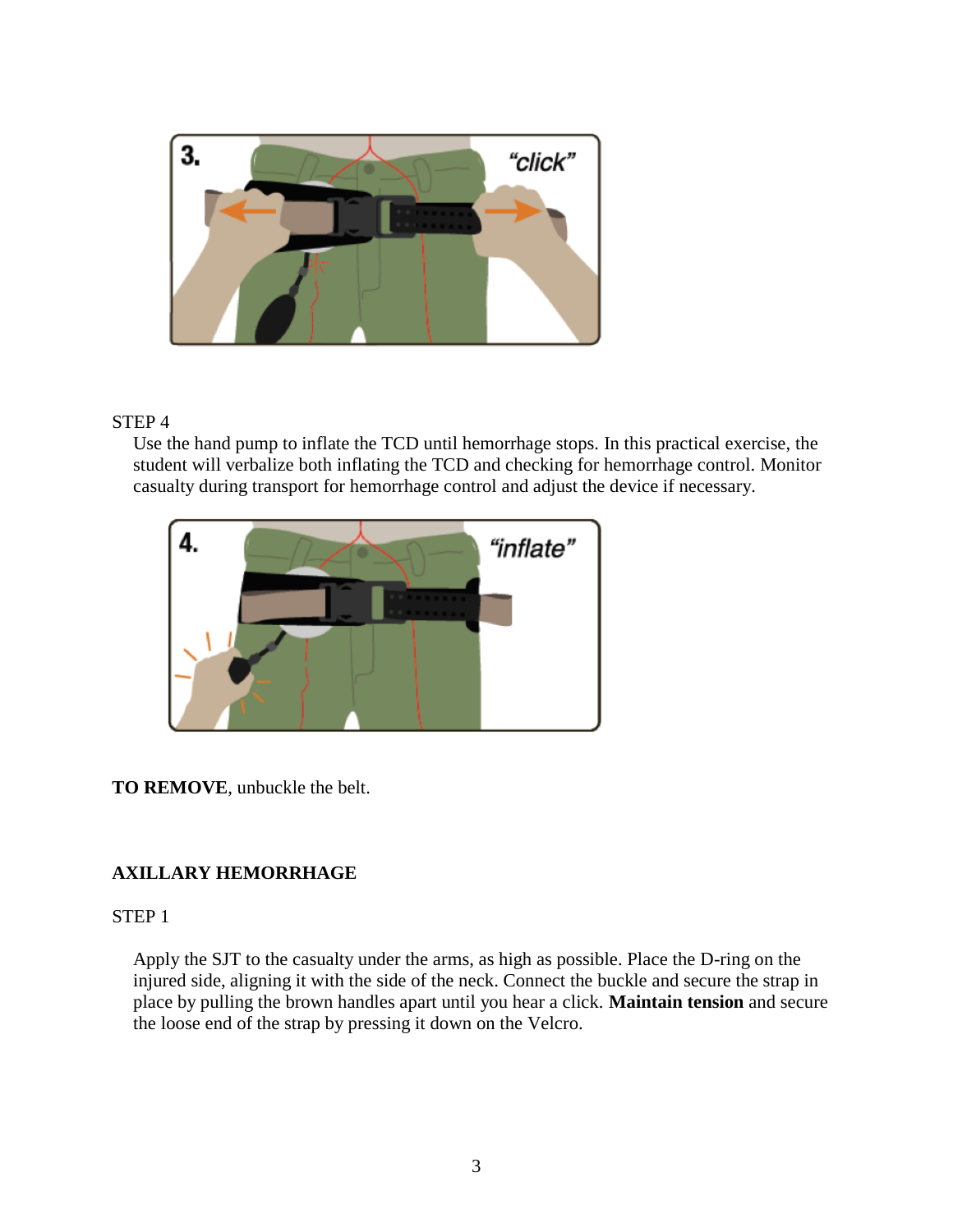STEP 4

Use the hand pump to inflate the TCD until hemorrhage stops. In this practical exercise, the student will verbalize both inflating the TCD and checking for hemorrhage control. Monitor casualty during transport for hemorrhage control and adjust the device if necessary.

**TO REMOVE**, unbuckle the belt.

**AXILLARY HEMORRHAGE**

STEP 1

Apply the SJT to the casualty under the arms, as high as possible. Place the D-ring on the injured side, aligning it with the side of the neck. Connect the buckle and secure the strap in place by pulling the brown handles apart until you hear a click. **Maintain tension** and secure the loose end of the strap by pressing it down on the Velcro.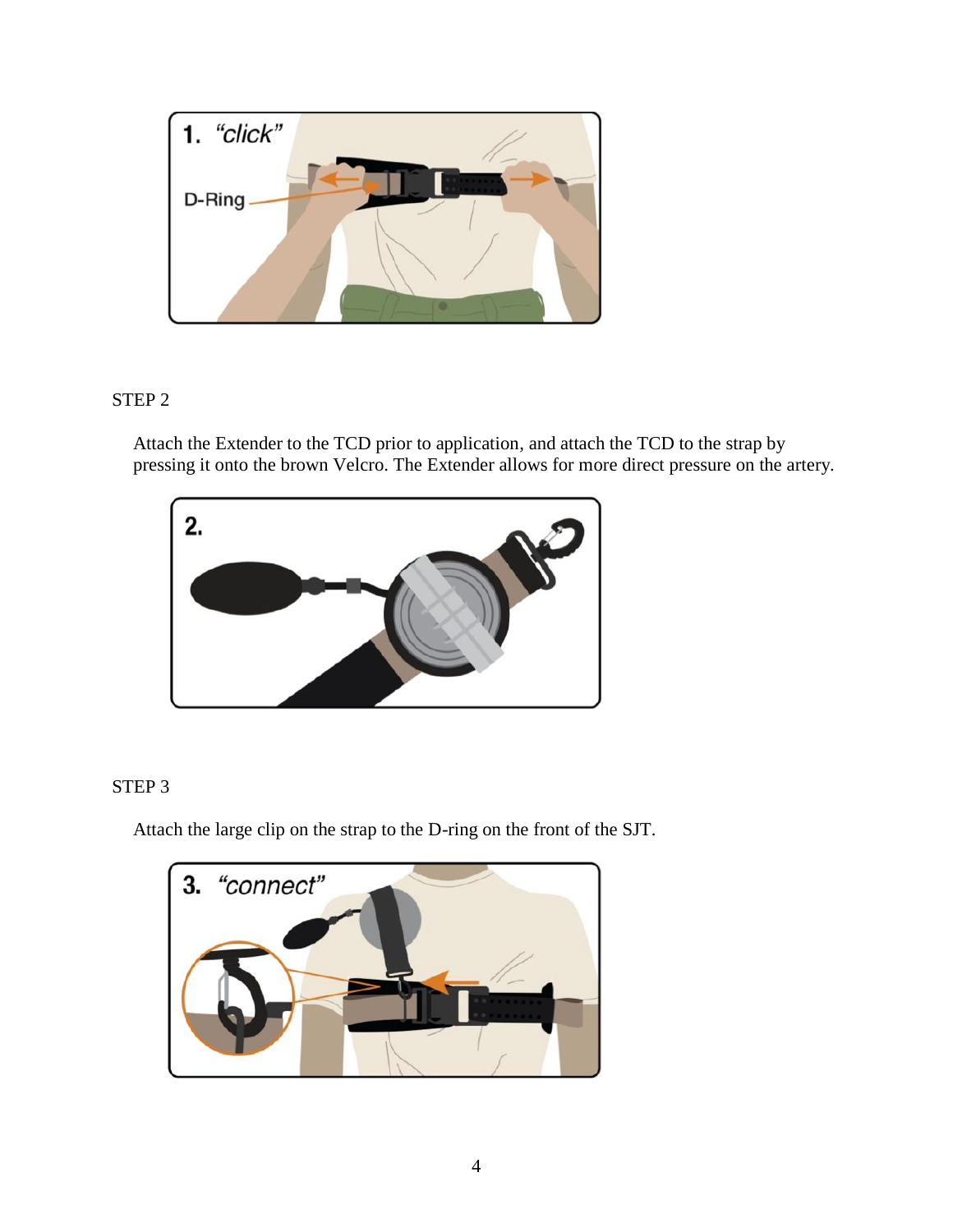1. "click"

D-Ring

STEP 2

Attach the Extender to the TCD prior to application, and attach the TCD to the strap by pressing it onto the brown Velcro. The Extender allows for more direct pressure on the artery.

2.

STEP 3

Attach the large clip on the strap to the D-ring on the front of the SJT.

3. "connect"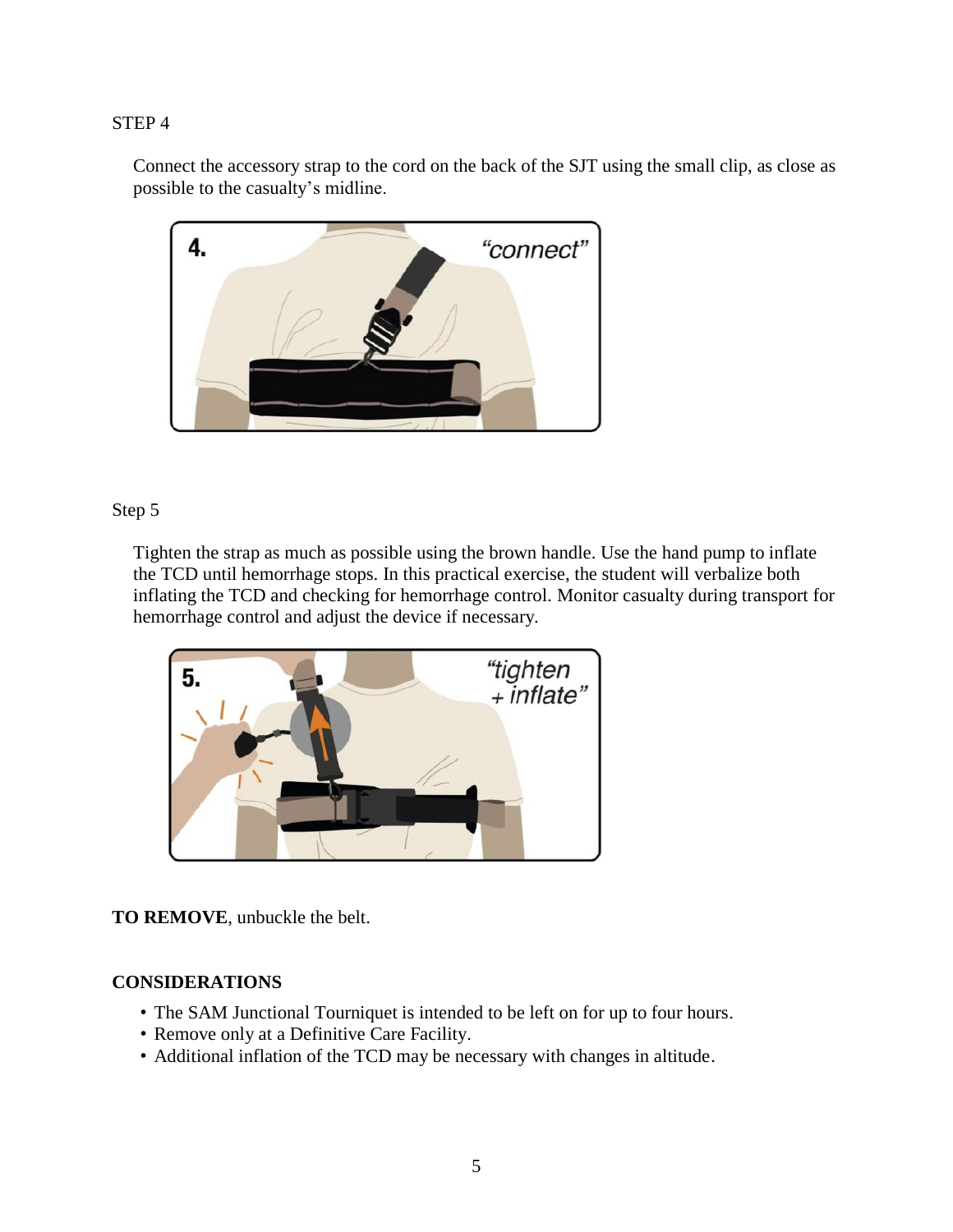STEP 4

Connect the accessory strap to the cord on the back of the SJT using the small clip, as close as possible to the casualty's midline.

Step 5

Tighten the strap as much as possible using the brown handle. Use the hand pump to inflate the TCD until hemorrhage stops. In this practical exercise, the student will verbalize both inflating the TCD and checking for hemorrhage control. Monitor casualty during transport for hemorrhage control and adjust the device if necessary.

**TO REMOVE**, unbuckle the belt.

**CONSIDERATIONS**

- The SAM Junctional Tourniquet is intended to be left on for up to four hours.
- Remove only at a Definitive Care Facility.
- Additional inflation of the TCD may be necessary with changes in altitude.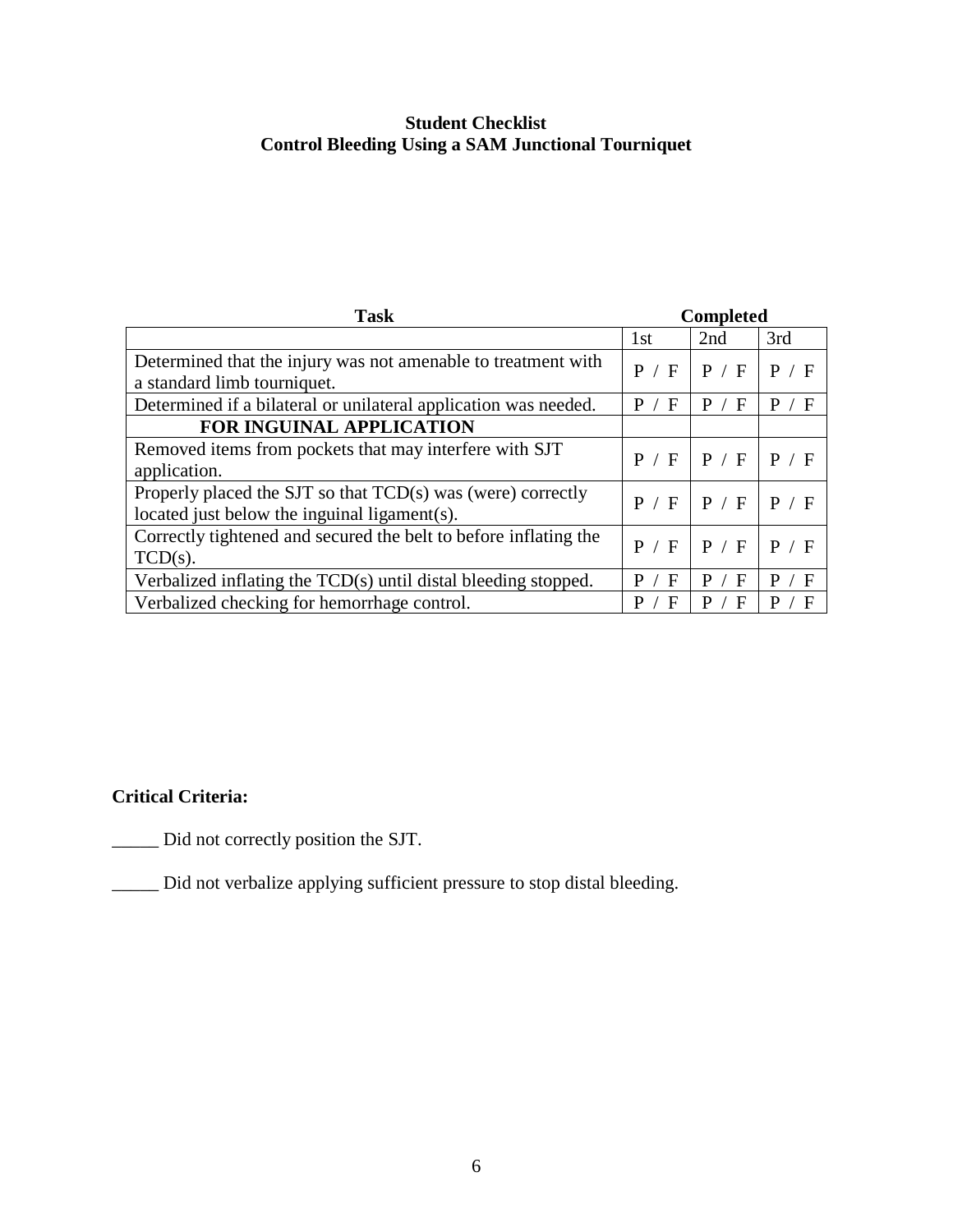**Student Checklist**
**Control Bleeding Using a SAM Junctional Tourniquet**

| Task | Completed | | |
|---|---|---|---|
| | 1st | 2nd | 3rd |
| Determined that the injury was not amenable to treatment with a standard limb tourniquet. | P / F | P / F | P / F |
| Determined if a bilateral or unilateral application was needed. | P / F | P / F | P / F |
| **FOR INGUINAL APPLICATION** | | | |
| Removed items from pockets that may interfere with SJT application. | P / F | P / F | P / F |
| Properly placed the SJT so that TCD(s) was (were) correctly located just below the inguinal ligament(s). | P / F | P / F | P / F |
| Correctly tightened and secured the belt to before inflating the TCD(s). | P / F | P / F | P / F |
| Verbalized inflating the TCD(s) until distal bleeding stopped. | P / F | P / F | P / F |
| Verbalized checking for hemorrhage control. | P / F | P / F | P / F |

**Critical Criteria:**

_____ Did not correctly position the SJT.

_____ Did not verbalize applying sufficient pressure to stop distal bleeding.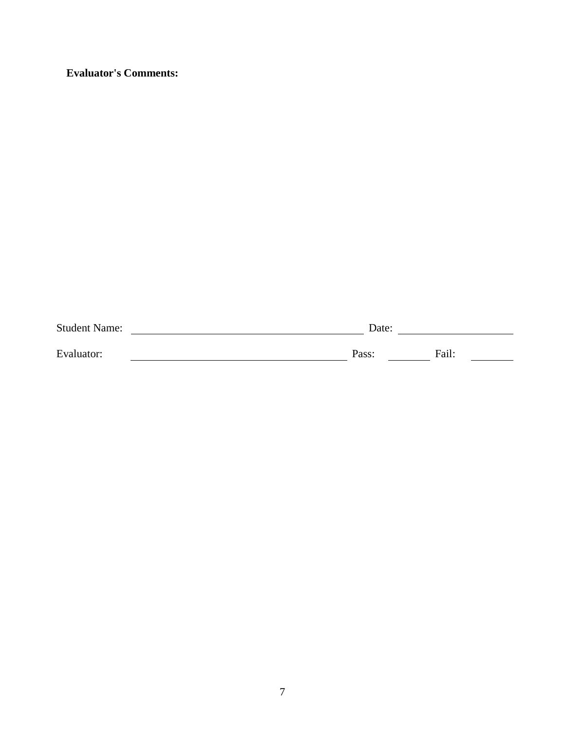**Evaluator's Comments:**

Student Name: ________________________________________ Date: ____________________

Evaluator: ________________________________________ Pass: ________ Fail: ________